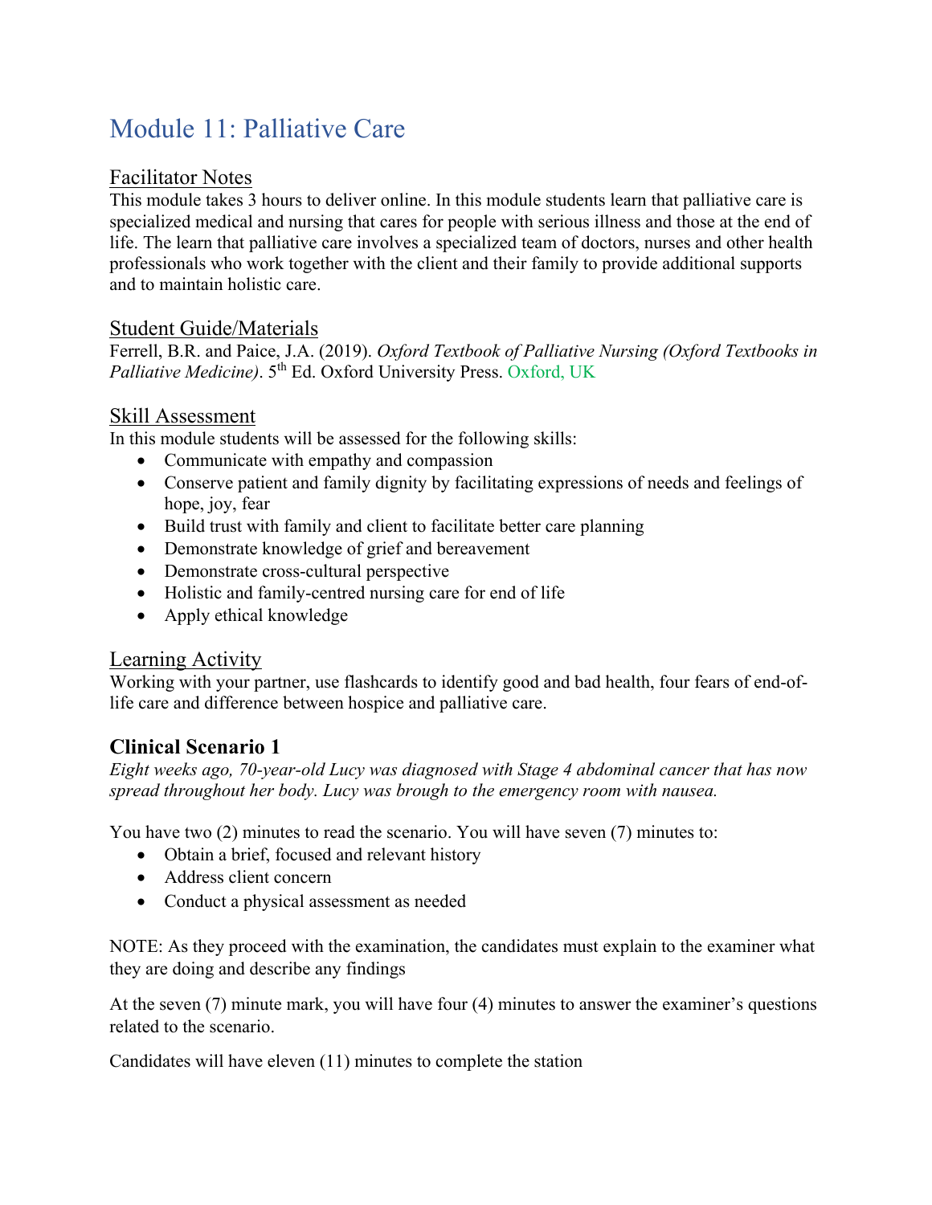# Module 11: Palliative Care

## Facilitator Notes

This module takes 3 hours to deliver online. In this module students learn that palliative care is specialized medical and nursing that cares for people with serious illness and those at the end of life. The learn that palliative care involves a specialized team of doctors, nurses and other health professionals who work together with the client and their family to provide additional supports and to maintain holistic care.

## Student Guide/Materials

Ferrell, B.R. and Paice, J.A. (2019). *Oxford Textbook of Palliative Nursing (Oxford Textbooks in Palliative Medicine)*. 5th Ed. Oxford University Press. Oxford, UK

## Skill Assessment

In this module students will be assessed for the following skills:

- Communicate with empathy and compassion
- Conserve patient and family dignity by facilitating expressions of needs and feelings of hope, joy, fear
- Build trust with family and client to facilitate better care planning
- Demonstrate knowledge of grief and bereavement
- Demonstrate cross-cultural perspective
- Holistic and family-centred nursing care for end of life
- Apply ethical knowledge

## Learning Activity

Working with your partner, use flashcards to identify good and bad health, four fears of end-of-life care and difference between hospice and palliative care.

### Clinical Scenario 1

*Eight weeks ago, 70-year-old Lucy was diagnosed with Stage 4 abdominal cancer that has now spread throughout her body. Lucy was brough to the emergency room with nausea.*

You have two (2) minutes to read the scenario. You will have seven (7) minutes to:

- Obtain a brief, focused and relevant history
- Address client concern
- Conduct a physical assessment as needed

NOTE: As they proceed with the examination, the candidates must explain to the examiner what they are doing and describe any findings

At the seven (7) minute mark, you will have four (4) minutes to answer the examiner's questions related to the scenario.

Candidates will have eleven (11) minutes to complete the station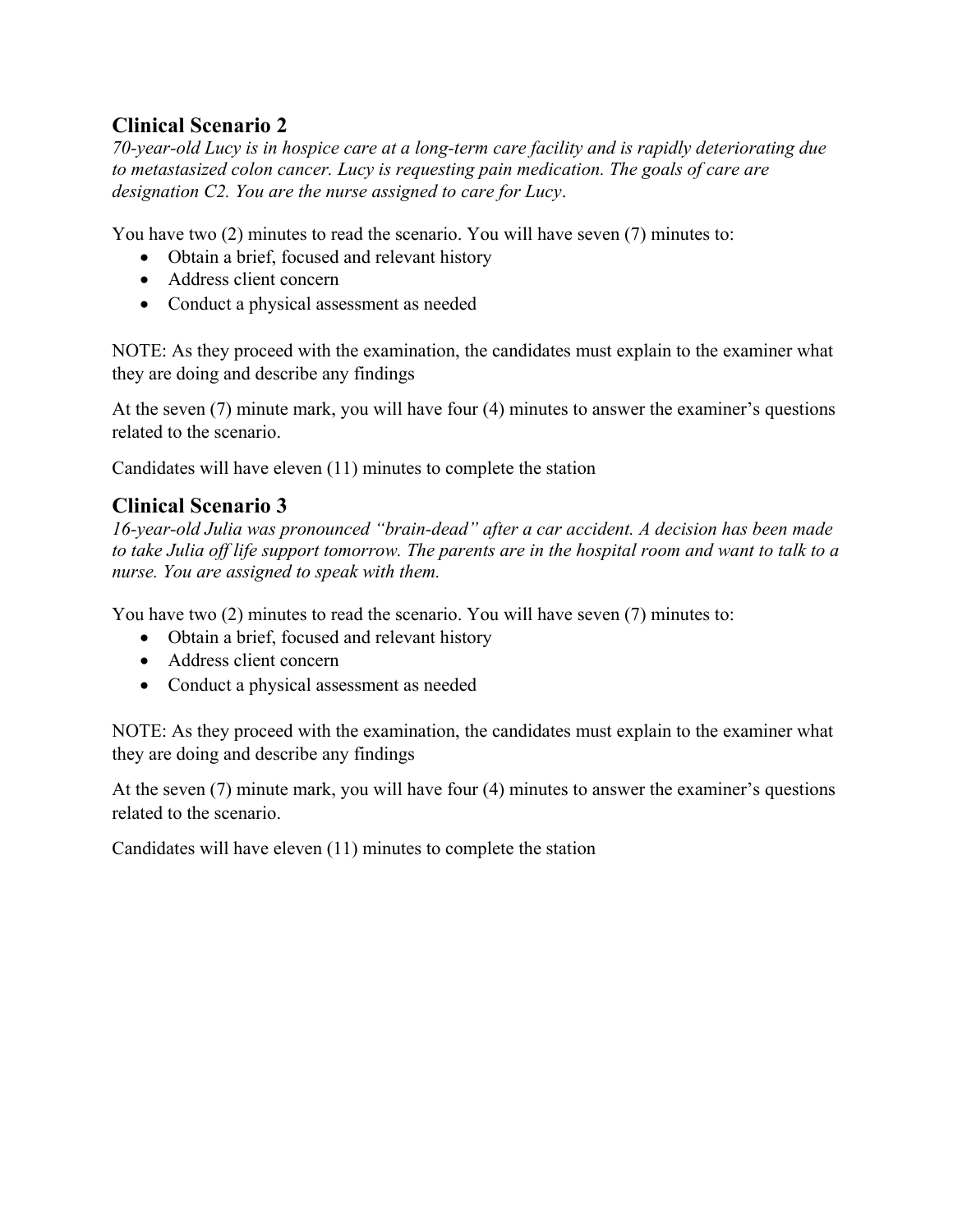## Clinical Scenario 2

*70-year-old Lucy is in hospice care at a long-term care facility and is rapidly deteriorating due to metastasized colon cancer. Lucy is requesting pain medication. The goals of care are designation C2. You are the nurse assigned to care for Lucy*.

You have two (2) minutes to read the scenario. You will have seven (7) minutes to:

- Obtain a brief, focused and relevant history
- Address client concern
- Conduct a physical assessment as needed

NOTE: As they proceed with the examination, the candidates must explain to the examiner what they are doing and describe any findings

At the seven (7) minute mark, you will have four (4) minutes to answer the examiner's questions related to the scenario.

Candidates will have eleven (11) minutes to complete the station

## Clinical Scenario 3

*16-year-old Julia was pronounced "brain-dead" after a car accident. A decision has been made to take Julia off life support tomorrow. The parents are in the hospital room and want to talk to a nurse. You are assigned to speak with them.*

You have two (2) minutes to read the scenario. You will have seven (7) minutes to:

- Obtain a brief, focused and relevant history
- Address client concern
- Conduct a physical assessment as needed

NOTE: As they proceed with the examination, the candidates must explain to the examiner what they are doing and describe any findings

At the seven (7) minute mark, you will have four (4) minutes to answer the examiner's questions related to the scenario.

Candidates will have eleven (11) minutes to complete the station